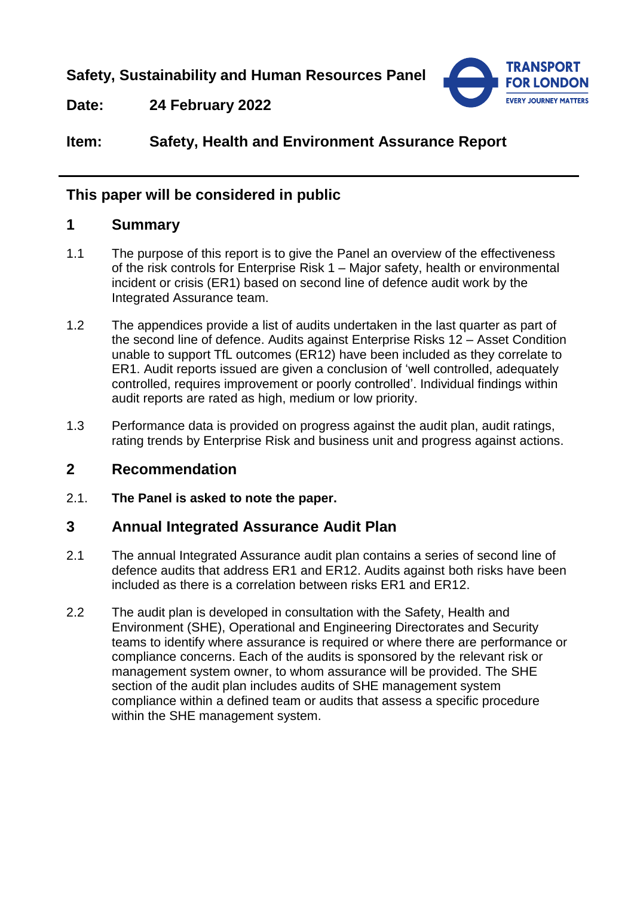**Safety, Sustainability and Human Resources Panel**

**Date:** 24 February 2022

**Item:** Safety, Health and Environment Assurance Report

---

## This paper will be considered in public

## 1 Summary

1.1 The purpose of this report is to give the Panel an overview of the effectiveness of the risk controls for Enterprise Risk 1 – Major safety, health or environmental incident or crisis (ER1) based on second line of defence audit work by the Integrated Assurance team.

1.2 The appendices provide a list of audits undertaken in the last quarter as part of the second line of defence. Audits against Enterprise Risks 12 – Asset Condition unable to support TfL outcomes (ER12) have been included as they correlate to ER1. Audit reports issued are given a conclusion of 'well controlled, adequately controlled, requires improvement or poorly controlled'. Individual findings within audit reports are rated as high, medium or low priority.

1.3 Performance data is provided on progress against the audit plan, audit ratings, rating trends by Enterprise Risk and business unit and progress against actions.

## 2 Recommendation

2.1. **The Panel is asked to note the paper.**

## 3 Annual Integrated Assurance Audit Plan

2.1 The annual Integrated Assurance audit plan contains a series of second line of defence audits that address ER1 and ER12. Audits against both risks have been included as there is a correlation between risks ER1 and ER12.

2.2 The audit plan is developed in consultation with the Safety, Health and Environment (SHE), Operational and Engineering Directorates and Security teams to identify where assurance is required or where there are performance or compliance concerns. Each of the audits is sponsored by the relevant risk or management system owner, to whom assurance will be provided. The SHE section of the audit plan includes audits of SHE management system compliance within a defined team or audits that assess a specific procedure within the SHE management system.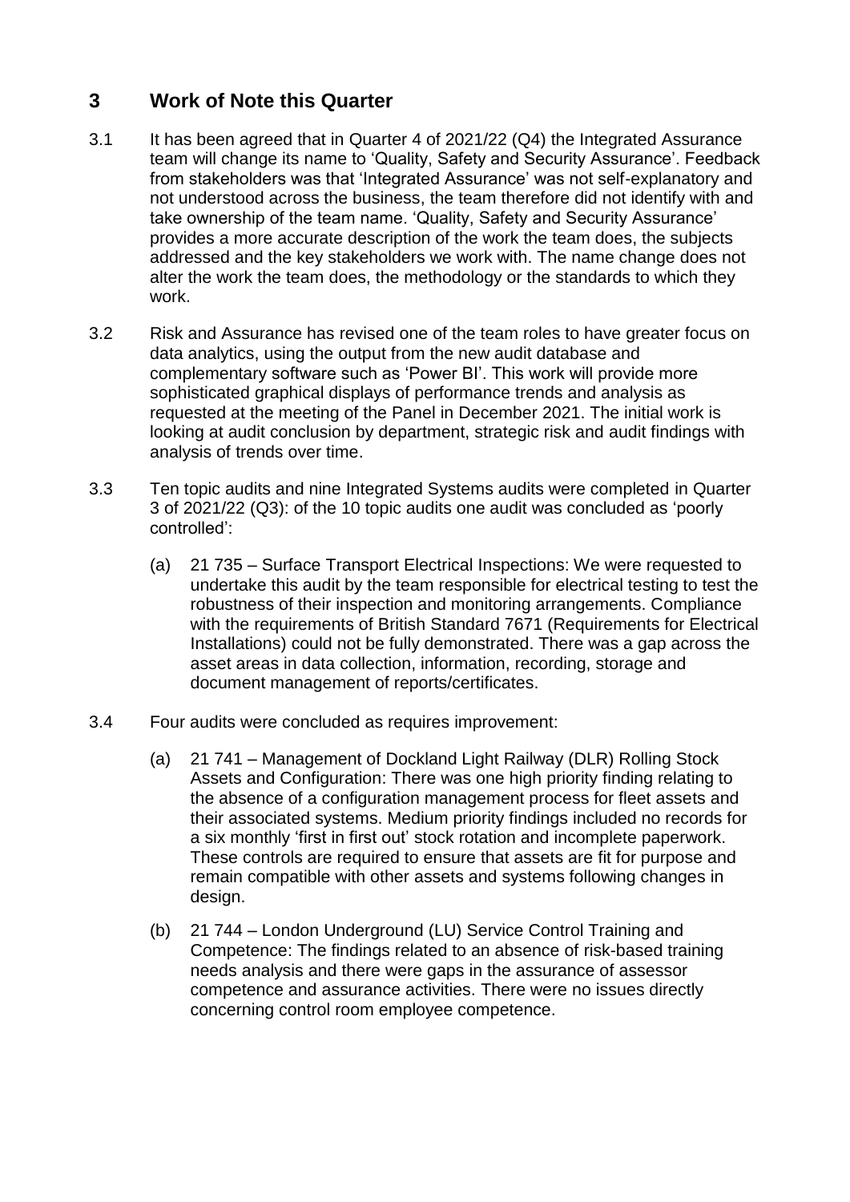## 3 Work of Note this Quarter

3.1 It has been agreed that in Quarter 4 of 2021/22 (Q4) the Integrated Assurance team will change its name to 'Quality, Safety and Security Assurance'. Feedback from stakeholders was that 'Integrated Assurance' was not self-explanatory and not understood across the business, the team therefore did not identify with and take ownership of the team name. 'Quality, Safety and Security Assurance' provides a more accurate description of the work the team does, the subjects addressed and the key stakeholders we work with. The name change does not alter the work the team does, the methodology or the standards to which they work.

3.2 Risk and Assurance has revised one of the team roles to have greater focus on data analytics, using the output from the new audit database and complementary software such as 'Power BI'. This work will provide more sophisticated graphical displays of performance trends and analysis as requested at the meeting of the Panel in December 2021. The initial work is looking at audit conclusion by department, strategic risk and audit findings with analysis of trends over time.

3.3 Ten topic audits and nine Integrated Systems audits were completed in Quarter 3 of 2021/22 (Q3): of the 10 topic audits one audit was concluded as 'poorly controlled':

(a) 21 735 – Surface Transport Electrical Inspections: We were requested to undertake this audit by the team responsible for electrical testing to test the robustness of their inspection and monitoring arrangements. Compliance with the requirements of British Standard 7671 (Requirements for Electrical Installations) could not be fully demonstrated. There was a gap across the asset areas in data collection, information, recording, storage and document management of reports/certificates.

3.4 Four audits were concluded as requires improvement:

(a) 21 741 – Management of Dockland Light Railway (DLR) Rolling Stock Assets and Configuration: There was one high priority finding relating to the absence of a configuration management process for fleet assets and their associated systems. Medium priority findings included no records for a six monthly 'first in first out' stock rotation and incomplete paperwork. These controls are required to ensure that assets are fit for purpose and remain compatible with other assets and systems following changes in design.

(b) 21 744 – London Underground (LU) Service Control Training and Competence: The findings related to an absence of risk-based training needs analysis and there were gaps in the assurance of assessor competence and assurance activities. There were no issues directly concerning control room employee competence.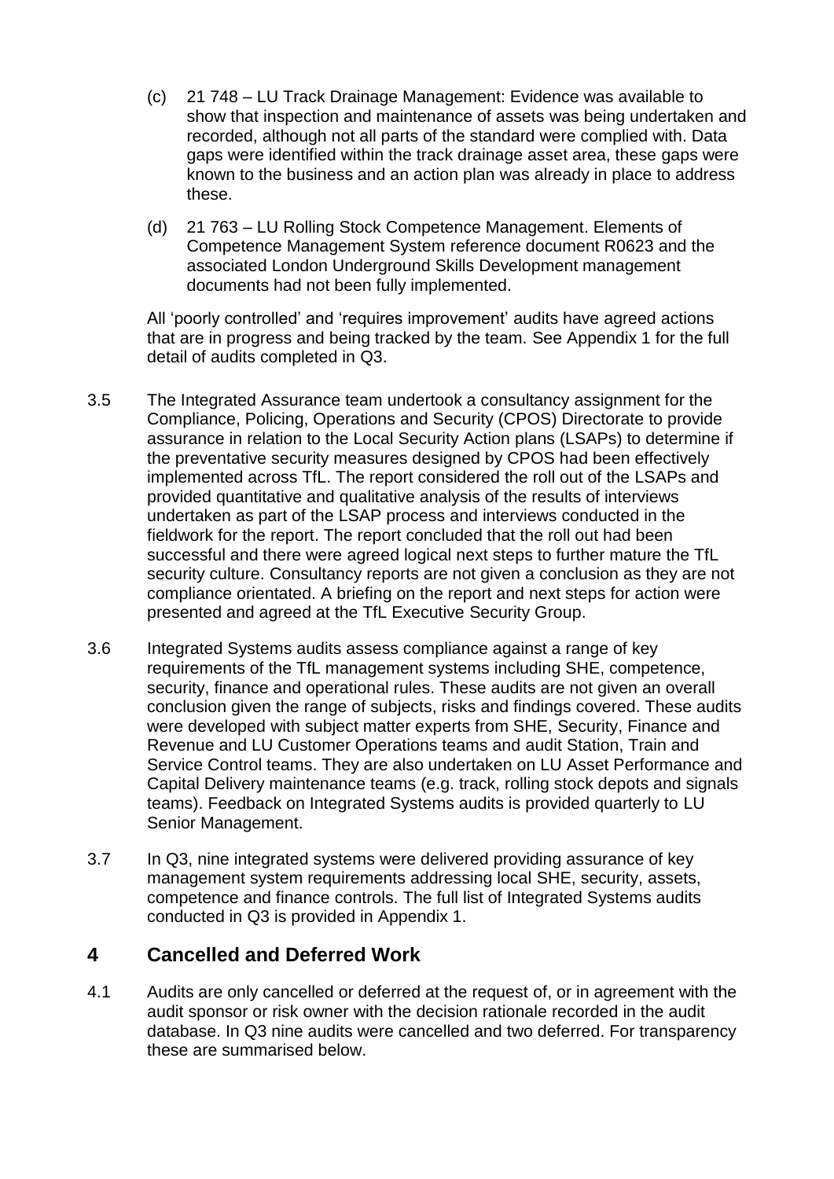(c) 21 748 – LU Track Drainage Management: Evidence was available to show that inspection and maintenance of assets was being undertaken and recorded, although not all parts of the standard were complied with. Data gaps were identified within the track drainage asset area, these gaps were known to the business and an action plan was already in place to address these.

(d) 21 763 – LU Rolling Stock Competence Management. Elements of Competence Management System reference document R0623 and the associated London Underground Skills Development management documents had not been fully implemented.

All 'poorly controlled' and 'requires improvement' audits have agreed actions that are in progress and being tracked by the team. See Appendix 1 for the full detail of audits completed in Q3.

3.5 The Integrated Assurance team undertook a consultancy assignment for the Compliance, Policing, Operations and Security (CPOS) Directorate to provide assurance in relation to the Local Security Action plans (LSAPs) to determine if the preventative security measures designed by CPOS had been effectively implemented across TfL. The report considered the roll out of the LSAPs and provided quantitative and qualitative analysis of the results of interviews undertaken as part of the LSAP process and interviews conducted in the fieldwork for the report. The report concluded that the roll out had been successful and there were agreed logical next steps to further mature the TfL security culture. Consultancy reports are not given a conclusion as they are not compliance orientated. A briefing on the report and next steps for action were presented and agreed at the TfL Executive Security Group.

3.6 Integrated Systems audits assess compliance against a range of key requirements of the TfL management systems including SHE, competence, security, finance and operational rules. These audits are not given an overall conclusion given the range of subjects, risks and findings covered. These audits were developed with subject matter experts from SHE, Security, Finance and Revenue and LU Customer Operations teams and audit Station, Train and Service Control teams. They are also undertaken on LU Asset Performance and Capital Delivery maintenance teams (e.g. track, rolling stock depots and signals teams). Feedback on Integrated Systems audits is provided quarterly to LU Senior Management.

3.7 In Q3, nine integrated systems were delivered providing assurance of key management system requirements addressing local SHE, security, assets, competence and finance controls. The full list of Integrated Systems audits conducted in Q3 is provided in Appendix 1.

## 4 Cancelled and Deferred Work

4.1 Audits are only cancelled or deferred at the request of, or in agreement with the audit sponsor or risk owner with the decision rationale recorded in the audit database. In Q3 nine audits were cancelled and two deferred. For transparency these are summarised below.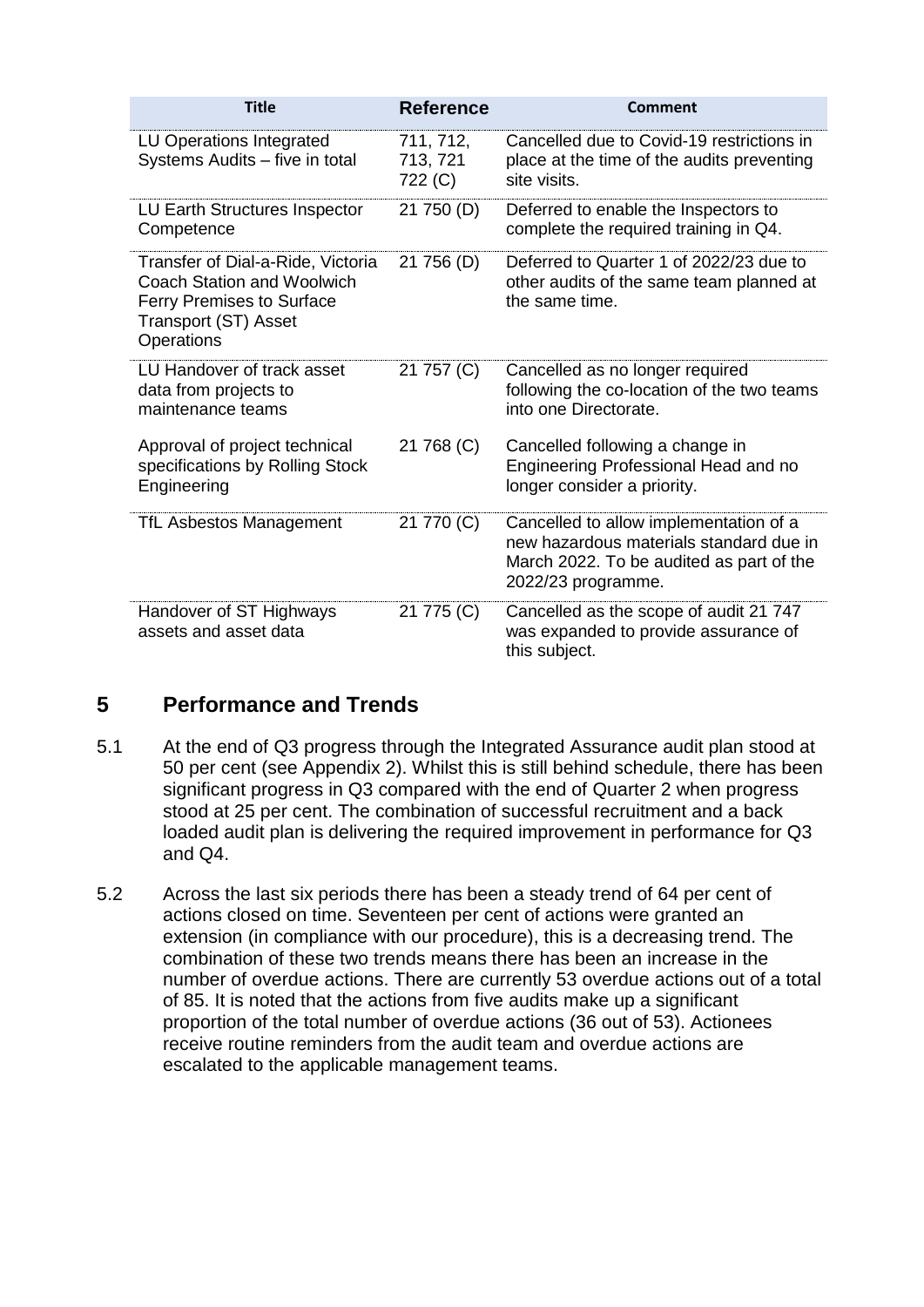| Title | Reference | Comment |
|---|---|---|
| LU Operations Integrated Systems Audits – five in total | 711, 712, 713, 721 722 (C) | Cancelled due to Covid-19 restrictions in place at the time of the audits preventing site visits. |
| LU Earth Structures Inspector Competence | 21 750 (D) | Deferred to enable the Inspectors to complete the required training in Q4. |
| Transfer of Dial-a-Ride, Victoria Coach Station and Woolwich Ferry Premises to Surface Transport (ST) Asset Operations | 21 756 (D) | Deferred to Quarter 1 of 2022/23 due to other audits of the same team planned at the same time. |
| LU Handover of track asset data from projects to maintenance teams | 21 757 (C) | Cancelled as no longer required following the co-location of the two teams into one Directorate. |
| Approval of project technical specifications by Rolling Stock Engineering | 21 768 (C) | Cancelled following a change in Engineering Professional Head and no longer consider a priority. |
| TfL Asbestos Management | 21 770 (C) | Cancelled to allow implementation of a new hazardous materials standard due in March 2022. To be audited as part of the 2022/23 programme. |
| Handover of ST Highways assets and asset data | 21 775 (C) | Cancelled as the scope of audit 21 747 was expanded to provide assurance of this subject. |

## 5 Performance and Trends

5.1 At the end of Q3 progress through the Integrated Assurance audit plan stood at 50 per cent (see Appendix 2). Whilst this is still behind schedule, there has been significant progress in Q3 compared with the end of Quarter 2 when progress stood at 25 per cent. The combination of successful recruitment and a back loaded audit plan is delivering the required improvement in performance for Q3 and Q4.

5.2 Across the last six periods there has been a steady trend of 64 per cent of actions closed on time. Seventeen per cent of actions were granted an extension (in compliance with our procedure), this is a decreasing trend. The combination of these two trends means there has been an increase in the number of overdue actions. There are currently 53 overdue actions out of a total of 85. It is noted that the actions from five audits make up a significant proportion of the total number of overdue actions (36 out of 53). Actionees receive routine reminders from the audit team and overdue actions are escalated to the applicable management teams.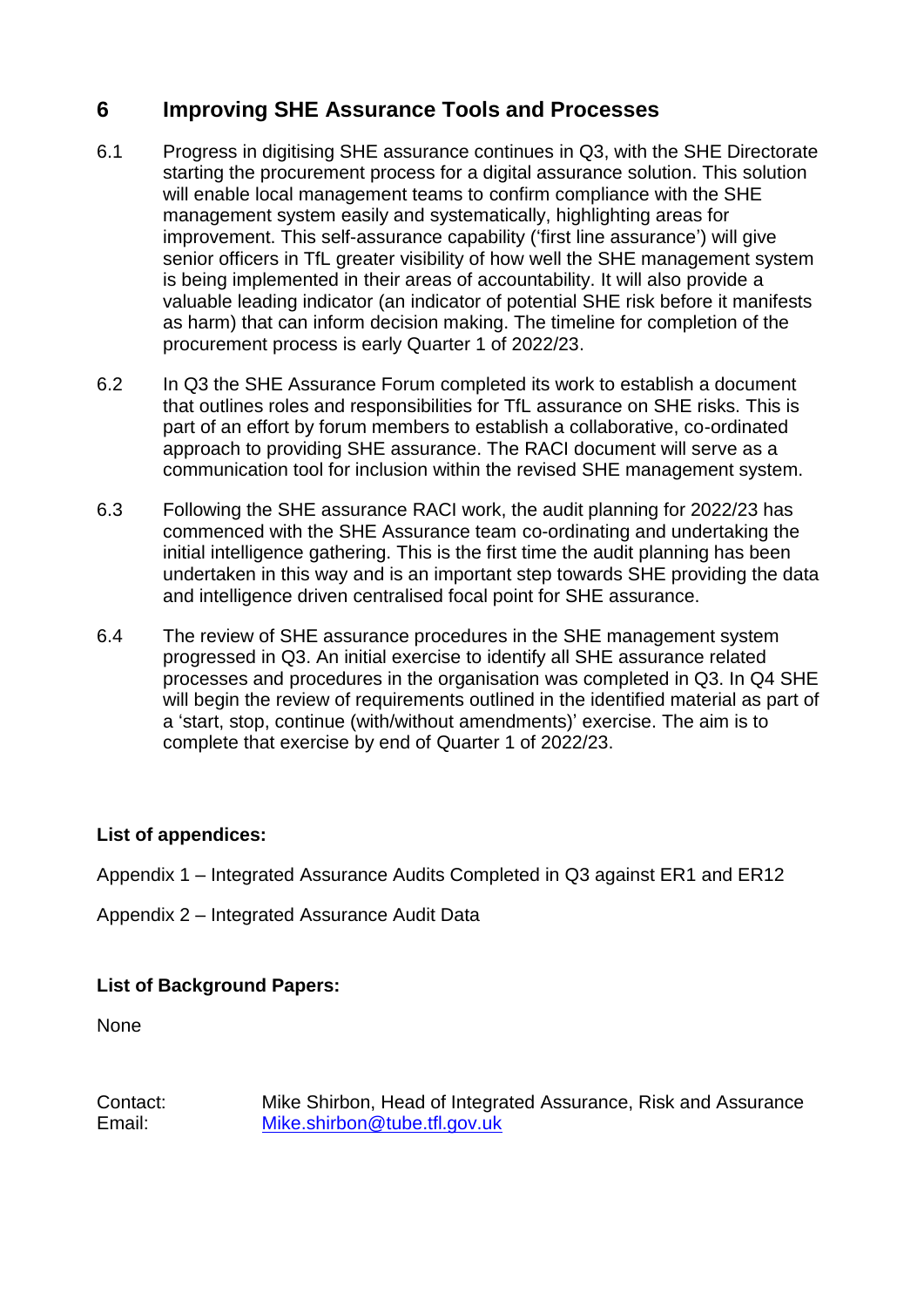## 6 Improving SHE Assurance Tools and Processes

6.1 Progress in digitising SHE assurance continues in Q3, with the SHE Directorate starting the procurement process for a digital assurance solution. This solution will enable local management teams to confirm compliance with the SHE management system easily and systematically, highlighting areas for improvement. This self-assurance capability ('first line assurance') will give senior officers in TfL greater visibility of how well the SHE management system is being implemented in their areas of accountability. It will also provide a valuable leading indicator (an indicator of potential SHE risk before it manifests as harm) that can inform decision making. The timeline for completion of the procurement process is early Quarter 1 of 2022/23.

6.2 In Q3 the SHE Assurance Forum completed its work to establish a document that outlines roles and responsibilities for TfL assurance on SHE risks. This is part of an effort by forum members to establish a collaborative, co-ordinated approach to providing SHE assurance. The RACI document will serve as a communication tool for inclusion within the revised SHE management system.

6.3 Following the SHE assurance RACI work, the audit planning for 2022/23 has commenced with the SHE Assurance team co-ordinating and undertaking the initial intelligence gathering. This is the first time the audit planning has been undertaken in this way and is an important step towards SHE providing the data and intelligence driven centralised focal point for SHE assurance.

6.4 The review of SHE assurance procedures in the SHE management system progressed in Q3. An initial exercise to identify all SHE assurance related processes and procedures in the organisation was completed in Q3. In Q4 SHE will begin the review of requirements outlined in the identified material as part of a 'start, stop, continue (with/without amendments)' exercise. The aim is to complete that exercise by end of Quarter 1 of 2022/23.

**List of appendices:**

Appendix 1 – Integrated Assurance Audits Completed in Q3 against ER1 and ER12

Appendix 2 – Integrated Assurance Audit Data

**List of Background Papers:**

None

Contact: Mike Shirbon, Head of Integrated Assurance, Risk and Assurance
Email: Mike.shirbon@tube.tfl.gov.uk